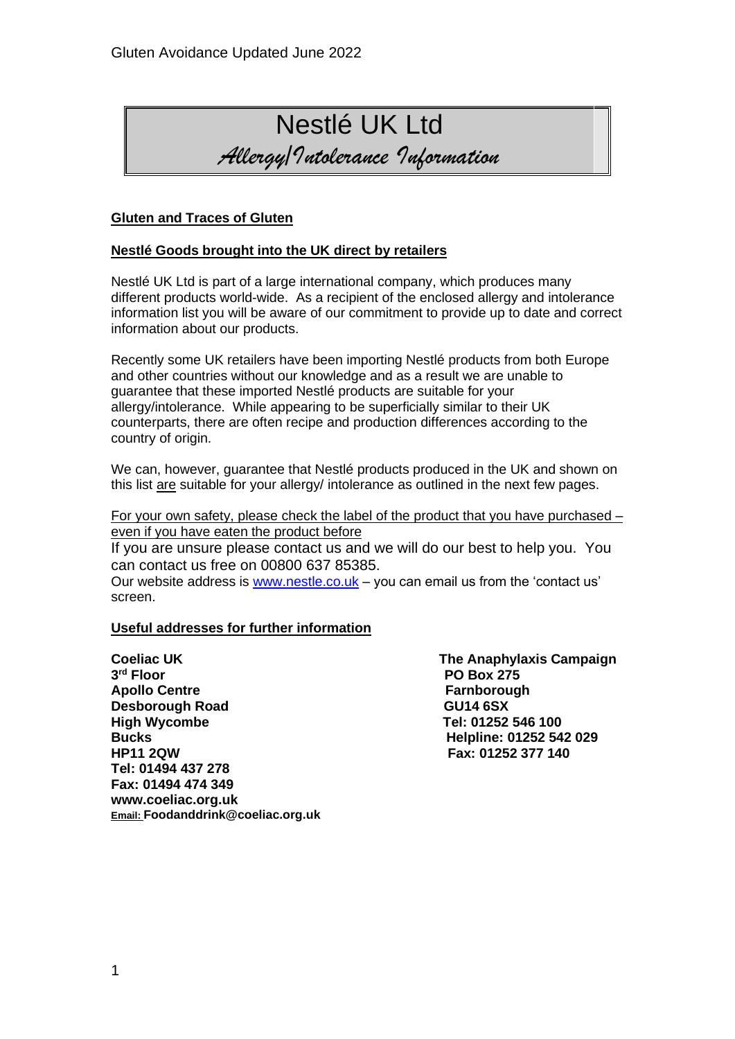# Nestlé UK Ltd

## *Allergy/Intolerance Information*

**Gluten and Traces of Gluten**

**Nestlé Goods brought into the UK direct by retailers**

Nestlé UK Ltd is part of a large international company, which produces many different products world-wide. As a recipient of the enclosed allergy and intolerance information list you will be aware of our commitment to provide up to date and correct information about our products.

Recently some UK retailers have been importing Nestlé products from both Europe and other countries without our knowledge and as a result we are unable to guarantee that these imported Nestlé products are suitable for your allergy/intolerance. While appearing to be superficially similar to their UK counterparts, there are often recipe and production differences according to the country of origin.

We can, however, guarantee that Nestlé products produced in the UK and shown on this list are suitable for your allergy/ intolerance as outlined in the next few pages.

For your own safety, please check the label of the product that you have purchased – even if you have eaten the product before

If you are unsure please contact us and we will do our best to help you. You can contact us free on 00800 637 85385.

Our website address is www.nestle.co.uk – you can email us from the 'contact us' screen.

**Useful addresses for further information**

**Coeliac UK**
**3rd Floor**
**Apollo Centre**
**Desborough Road**
**High Wycombe**
**Bucks**
**HP11 2QW**
**Tel: 01494 437 278**
**Fax: 01494 474 349**
**www.coeliac.org.uk**
Email: **Foodanddrink@coeliac.org.uk**

**The Anaphylaxis Campaign**
**PO Box 275**
**Farnborough**
**GU14 6SX**
**Tel: 01252 546 100**
**Helpline: 01252 542 029**
**Fax: 01252 377 140**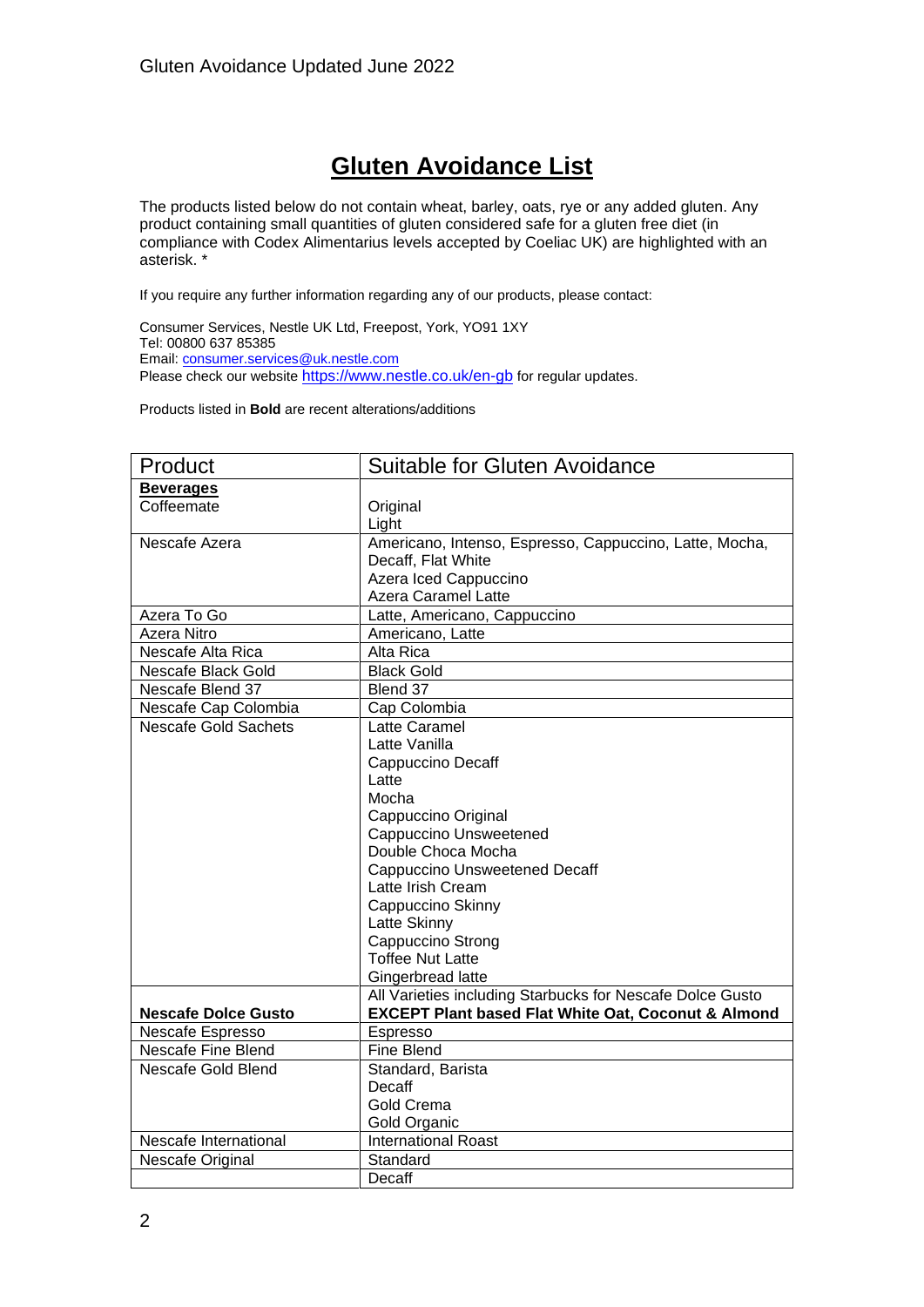# Gluten Avoidance List

The products listed below do not contain wheat, barley, oats, rye or any added gluten. Any product containing small quantities of gluten considered safe for a gluten free diet (in compliance with Codex Alimentarius levels accepted by Coeliac UK) are highlighted with an asterisk. *

If you require any further information regarding any of our products, please contact:

Consumer Services, Nestle UK Ltd, Freepost, York, YO91 1XY
Tel: 00800 637 85385
Email: consumer.services@uk.nestle.com
Please check our website https://www.nestle.co.uk/en-gb for regular updates.

Products listed in **Bold** are recent alterations/additions

| Product | Suitable for Gluten Avoidance |
| --- | --- |
| **Beverages**<br>Coffeemate | Original<br>Light |
| Nescafe Azera | Americano, Intenso, Espresso, Cappuccino, Latte, Mocha, Decaff, Flat White<br>Azera Iced Cappuccino<br>Azera Caramel Latte |
| Azera To Go | Latte, Americano, Cappuccino |
| Azera Nitro | Americano, Latte |
| Nescafe Alta Rica | Alta Rica |
| Nescafe Black Gold | Black Gold |
| Nescafe Blend 37 | Blend 37 |
| Nescafe Cap Colombia | Cap Colombia |
| Nescafe Gold Sachets | Latte Caramel<br>Latte Vanilla<br>Cappuccino Decaff<br>Latte<br>Mocha<br>Cappuccino Original<br>Cappuccino Unsweetened<br>Double Choca Mocha<br>Cappuccino Unsweetened Decaff<br>Latte Irish Cream<br>Cappuccino Skinny<br>Latte Skinny<br>Cappuccino Strong<br>Toffee Nut Latte<br>Gingerbread latte |
| **Nescafe Dolce Gusto** | All Varieties including Starbucks for Nescafe Dolce Gusto<br>**EXCEPT Plant based Flat White Oat, Coconut & Almond** |
| Nescafe Espresso | Espresso |
| Nescafe Fine Blend | Fine Blend |
| Nescafe Gold Blend | Standard, Barista<br>Decaff<br>Gold Crema<br>Gold Organic |
| Nescafe International | International Roast |
| Nescafe Original | Standard<br>Decaff |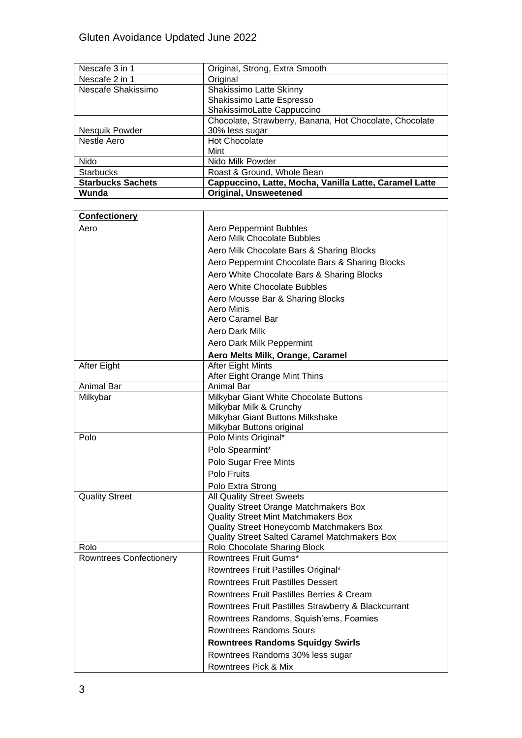| Nescafe 3 in 1 | Original, Strong, Extra Smooth |
|---|---|
| Nescafe 2 in 1 | Original |
| Nescafe Shakissimo | Shakissimo Latte Skinny<br>Shakissimo Latte Espresso<br>ShakissimoLatte Cappuccino |
| Nesquik Powder | Chocolate, Strawberry, Banana, Hot Chocolate, Chocolate 30% less sugar |
| Nestle Aero | Hot Chocolate<br>Mint |
| Nido | Nido Milk Powder |
| Starbucks | Roast & Ground, Whole Bean |
| **Starbucks Sachets** | **Cappuccino, Latte, Mocha, Vanilla Latte, Caramel Latte** |
| **Wunda** | **Original, Unsweetened** |

| **Confectionery** | |
|---|---|
| Aero | Aero Peppermint Bubbles<br>Aero Milk Chocolate Bubbles<br>Aero Milk Chocolate Bars & Sharing Blocks<br>Aero Peppermint Chocolate Bars & Sharing Blocks<br>Aero White Chocolate Bars & Sharing Blocks<br>Aero White Chocolate Bubbles<br>Aero Mousse Bar & Sharing Blocks<br>Aero Minis<br>Aero Caramel Bar<br>Aero Dark Milk<br>Aero Dark Milk Peppermint<br>**Aero Melts Milk, Orange, Caramel** |
| After Eight | After Eight Mints<br>After Eight Orange Mint Thins |
| Animal Bar | Animal Bar |
| Milkybar | Milkybar Giant White Chocolate Buttons<br>Milkybar Milk & Crunchy<br>Milkybar Giant Buttons Milkshake<br>Milkybar Buttons original |
| Polo | Polo Mints Original*<br>Polo Spearmint*<br>Polo Sugar Free Mints<br>Polo Fruits<br>Polo Extra Strong |
| Quality Street | All Quality Street Sweets<br>Quality Street Orange Matchmakers Box<br>Quality Street Mint Matchmakers Box<br>Quality Street Honeycomb Matchmakers Box<br>Quality Street Salted Caramel Matchmakers Box |
| Rolo | Rolo Chocolate Sharing Block |
| Rowntrees Confectionery | Rowntrees Fruit Gums*<br>Rowntrees Fruit Pastilles Original*<br>Rowntrees Fruit Pastilles Dessert<br>Rowntrees Fruit Pastilles Berries & Cream<br>Rowntrees Fruit Pastilles Strawberry & Blackcurrant<br>Rowntrees Randoms, Squish'ems, Foamies<br>Rowntrees Randoms Sours<br>**Rowntrees Randoms Squidgy Swirls**<br>Rowntrees Randoms 30% less sugar<br>Rowntrees Pick & Mix |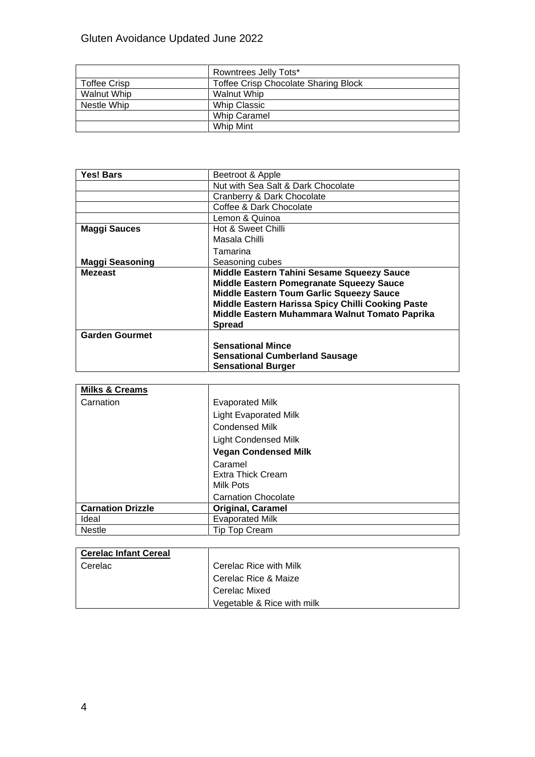| | |
|---|---|
| | Rowntrees Jelly Tots* |
| Toffee Crisp | Toffee Crisp Chocolate Sharing Block |
| Walnut Whip | Walnut Whip |
| Nestle Whip | Whip Classic |
| | Whip Caramel |
| | Whip Mint |

| | |
|---|---|
| **Yes! Bars** | Beetroot & Apple |
| | Nut with Sea Salt & Dark Chocolate |
| | Cranberry & Dark Chocolate |
| | Coffee & Dark Chocolate |
| | Lemon & Quinoa |
| **Maggi Sauces** | Hot & Sweet Chilli<br>Masala Chilli<br>Tamarina |
| **Maggi Seasoning** | Seasoning cubes |
| **Mezeast** | **Middle Eastern Tahini Sesame Squeezy Sauce**<br>**Middle Eastern Pomegranate Squeezy Sauce**<br>**Middle Eastern Toum Garlic Squeezy Sauce**<br>**Middle Eastern Harissa Spicy Chilli Cooking Paste**<br>**Middle Eastern Muhammara Walnut Tomato Paprika Spread** |
| **Garden Gourmet** | **Sensational Mince**<br>**Sensational Cumberland Sausage**<br>**Sensational Burger** |

| | |
|---|---|
| **Milks & Creams** | |
| Carnation | Evaporated Milk<br>Light Evaporated Milk<br>Condensed Milk<br>Light Condensed Milk<br>**Vegan Condensed Milk**<br>Caramel<br>Extra Thick Cream<br>Milk Pots<br>Carnation Chocolate |
| **Carnation Drizzle** | **Original, Caramel** |
| Ideal | Evaporated Milk |
| Nestle | Tip Top Cream |

| | |
|---|---|
| **Cerelac Infant Cereal** | |
| Cerelac | Cerelac Rice with Milk<br>Cerelac Rice & Maize<br>Cerelac Mixed<br>Vegetable & Rice with milk |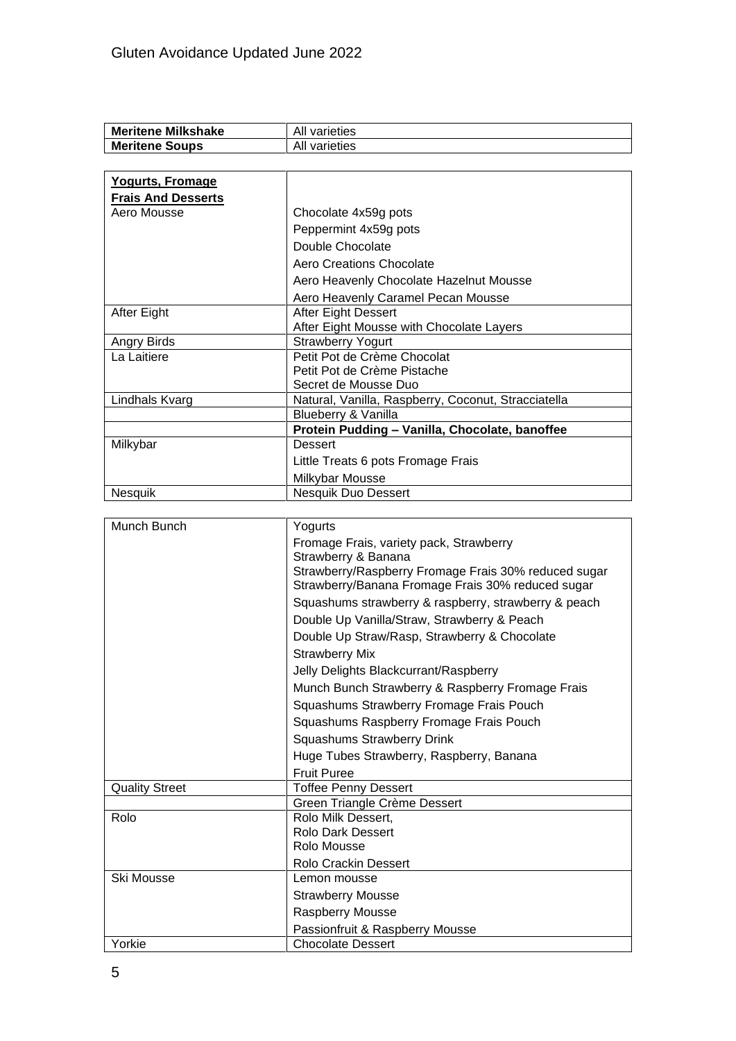| Meritene Milkshake | All varieties |
|---|---|
| Meritene Soups | All varieties |

| **Yogurts, Fromage Frais And Desserts** | |
|---|---|
| Aero Mousse | Chocolate 4x59g pots |
| | Peppermint 4x59g pots |
| | Double Chocolate |
| | Aero Creations Chocolate |
| | Aero Heavenly Chocolate Hazelnut Mousse |
| | Aero Heavenly Caramel Pecan Mousse |
| After Eight | After Eight Dessert<br>After Eight Mousse with Chocolate Layers |
| Angry Birds | Strawberry Yogurt |
| La Laitiere | Petit Pot de Crème Chocolat<br>Petit Pot de Crème Pistache<br>Secret de Mousse Duo |
| Lindhals Kvarg | Natural, Vanilla, Raspberry, Coconut, Stracciatella |
| | Blueberry & Vanilla |
| | **Protein Pudding – Vanilla, Chocolate, banoffee** |
| Milkybar | Dessert |
| | Little Treats 6 pots Fromage Frais |
| | Milkybar Mousse |
| Nesquik | Nesquik Duo Dessert |

| Munch Bunch | Yogurts |
|---|---|
| | Fromage Frais, variety pack, Strawberry<br>Strawberry & Banana<br>Strawberry/Raspberry Fromage Frais 30% reduced sugar<br>Strawberry/Banana Fromage Frais 30% reduced sugar |
| | Squashums strawberry & raspberry, strawberry & peach |
| | Double Up Vanilla/Straw, Strawberry & Peach |
| | Double Up Straw/Rasp, Strawberry & Chocolate |
| | Strawberry Mix |
| | Jelly Delights Blackcurrant/Raspberry |
| | Munch Bunch Strawberry & Raspberry Fromage Frais |
| | Squashums Strawberry Fromage Frais Pouch |
| | Squashums Raspberry Fromage Frais Pouch |
| | Squashums Strawberry Drink |
| | Huge Tubes Strawberry, Raspberry, Banana |
| | Fruit Puree |
| Quality Street | Toffee Penny Dessert |
| | Green Triangle Crème Dessert |
| Rolo | Rolo Milk Dessert,<br>Rolo Dark Dessert<br>Rolo Mousse |
| | Rolo Crackin Dessert |
| Ski Mousse | Lemon mousse |
| | Strawberry Mousse |
| | Raspberry Mousse |
| | Passionfruit & Raspberry Mousse |
| Yorkie | Chocolate Dessert |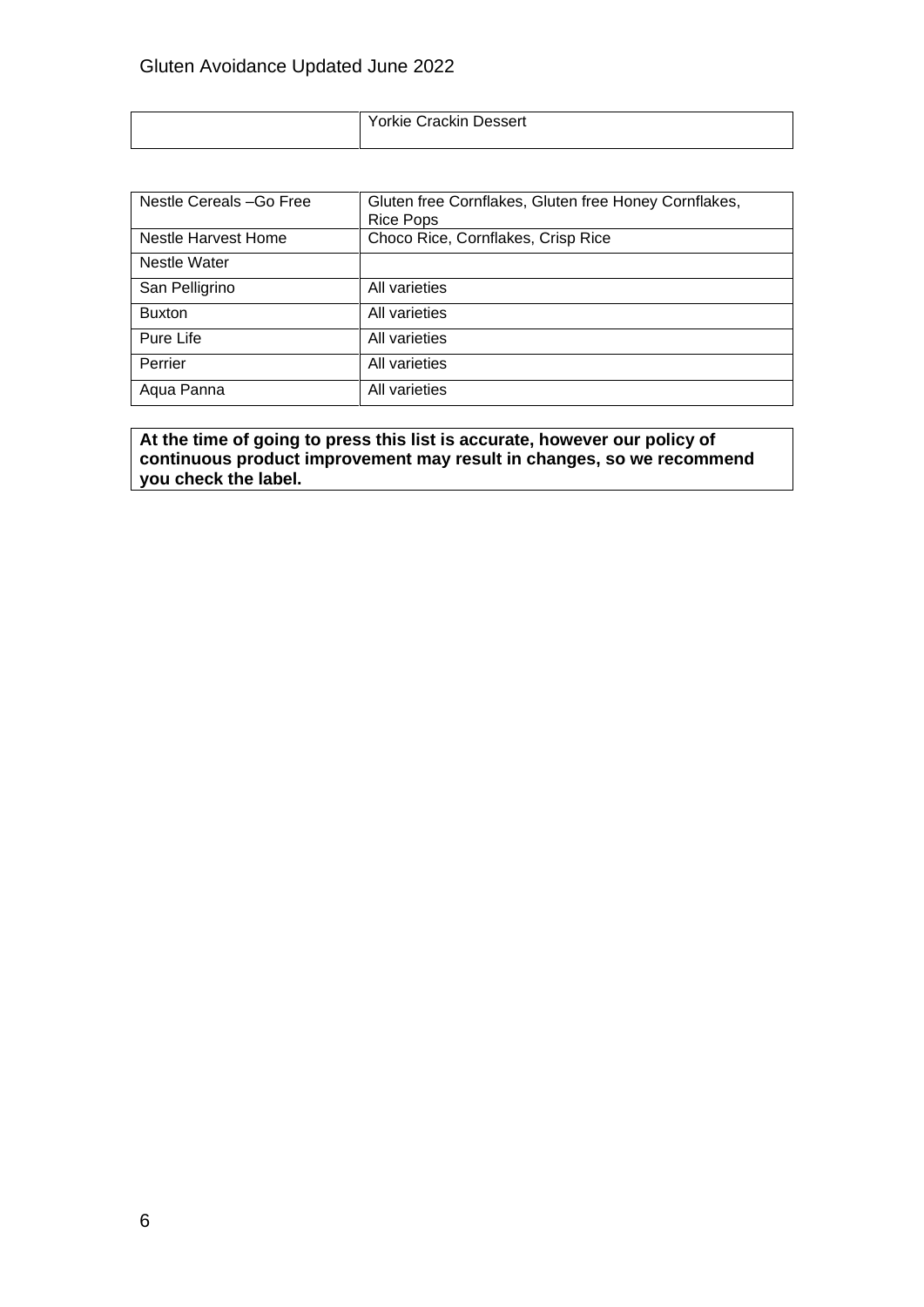| | |
|---|---|
| | Yorkie Crackin Dessert |

| | |
|---|---|
| Nestle Cereals –Go Free | Gluten free Cornflakes, Gluten free Honey Cornflakes, Rice Pops |
| Nestle Harvest Home | Choco Rice, Cornflakes, Crisp Rice |
| Nestle Water | |
| San Pelligrino | All varieties |
| Buxton | All varieties |
| Pure Life | All varieties |
| Perrier | All varieties |
| Aqua Panna | All varieties |

**At the time of going to press this list is accurate, however our policy of continuous product improvement may result in changes, so we recommend you check the label.**